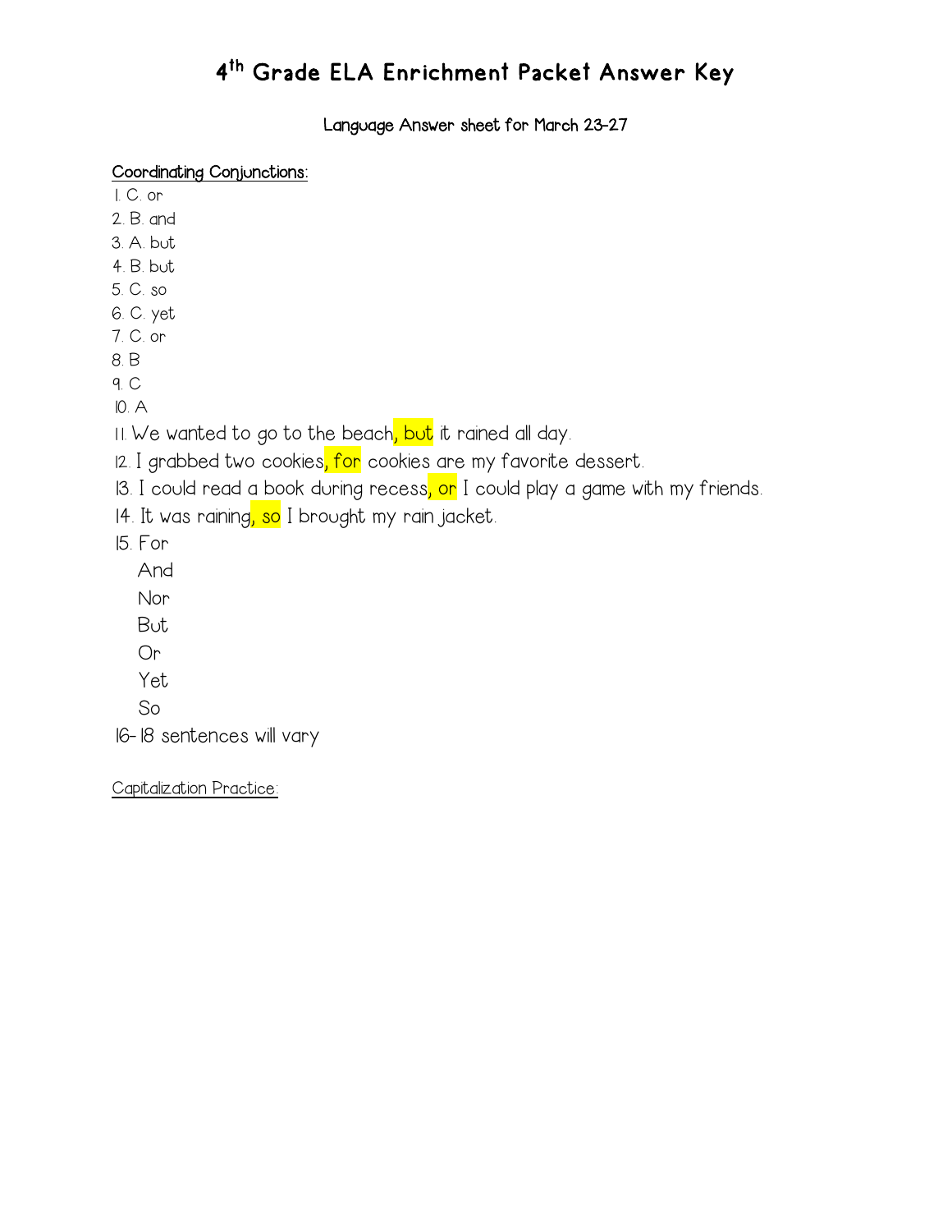# 4th Grade ELA Enrichment Packet Answer Key

Language Answer sheet for March 23-27

<u>Coordinating Conjunctions:</u>

1. C. or
2. B. and
3. A. but
4. B. but
5. C. so
6. C. yet
7. C. or
8. B
9. C
10. A
11. We wanted to go to the beach, but it rained all day.
12. I grabbed two cookies, for cookies are my favorite dessert.
13. I could read a book during recess, or I could play a game with my friends.
14. It was raining, so I brought my rain jacket.
15. For
    And
    Nor
    But
    Or
    Yet
    So

16- 18 sentences will vary

<u>Capitalization Practice:</u>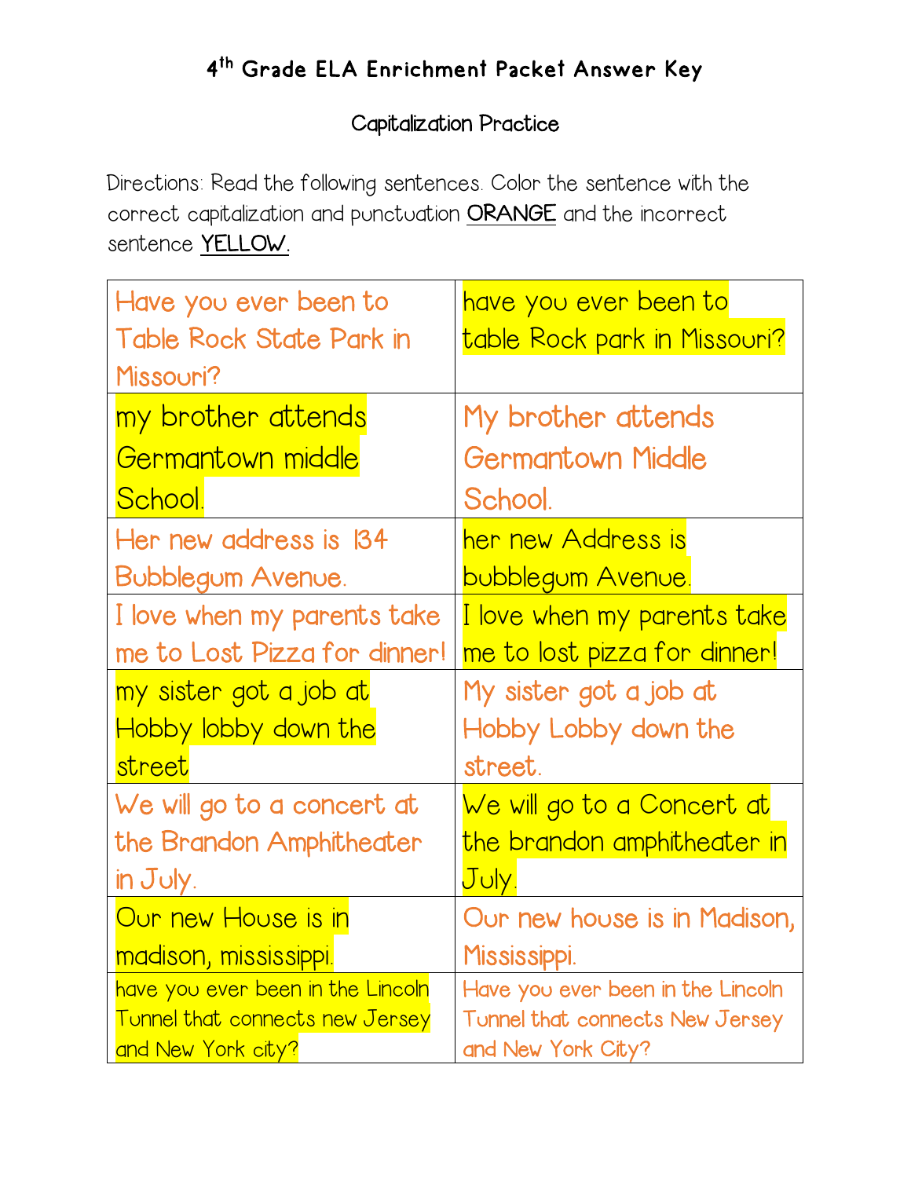# 4th Grade ELA Enrichment Packet Answer Key

## Capitalization Practice

Directions: Read the following sentences. Color the sentence with the correct capitalization and punctuation **ORANGE** and the incorrect sentence **YELLOW.**

| | |
|---|---|
| Have you ever been to Table Rock State Park in Missouri? | have you ever been to table Rock park in Missouri? |
| my brother attends Germantown middle School. | My brother attends Germantown Middle School. |
| Her new address is 134 Bubblegum Avenue. | her new Address is bubblegum Avenue. |
| I love when my parents take me to Lost Pizza for dinner! | I love when my parents take me to lost pizza for dinner! |
| my sister got a job at Hobby lobby down the street | My sister got a job at Hobby Lobby down the street. |
| We will go to a concert at the Brandon Amphitheater in July. | We will go to a Concert at the brandon amphitheater in July. |
| Our new House is in madison, mississippi. | Our new house is in Madison, Mississippi. |
| have you ever been in the Lincoln Tunnel that connects new Jersey and New York city? | Have you ever been in the Lincoln Tunnel that connects New Jersey and New York City? |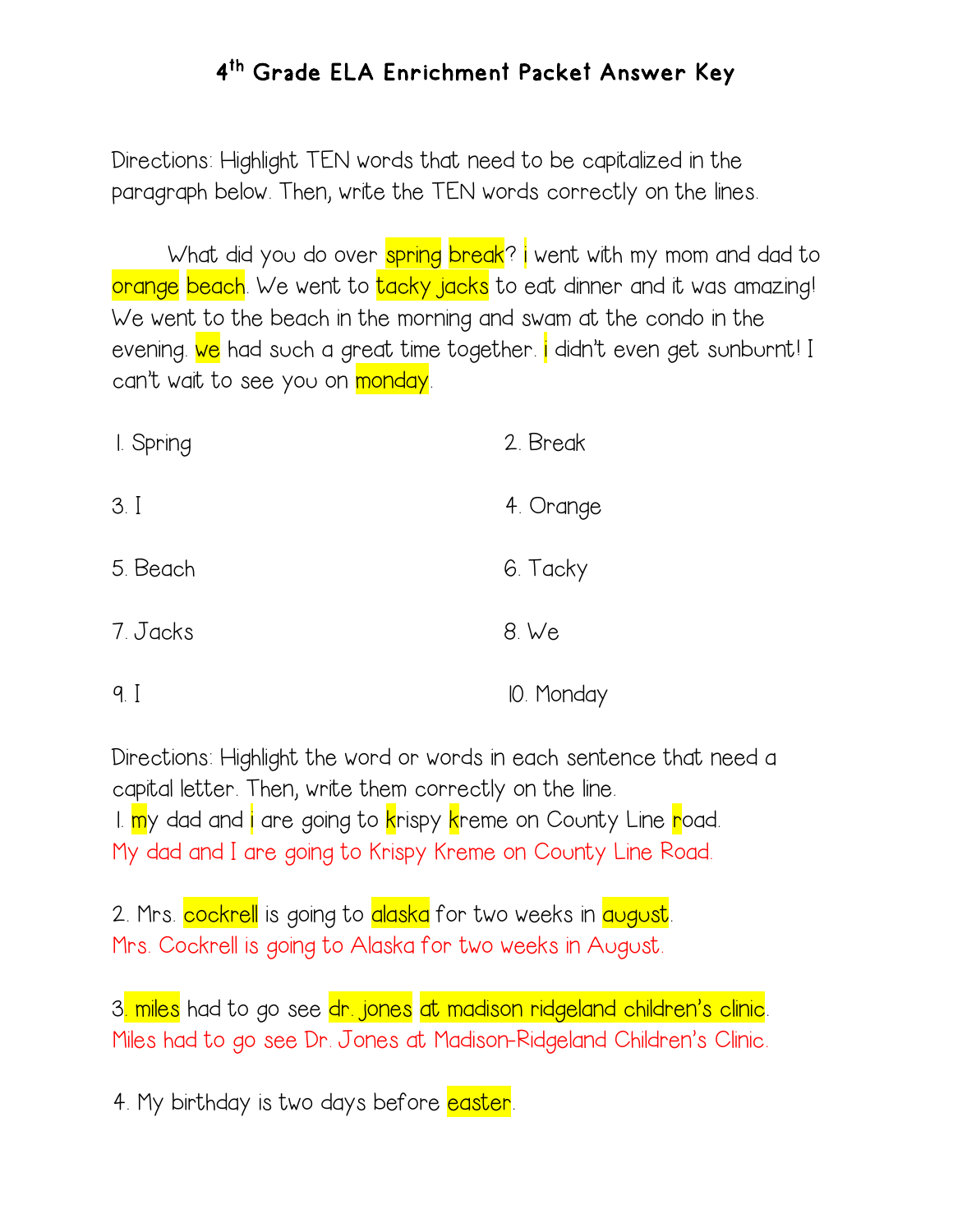# 4th Grade ELA Enrichment Packet Answer Key

Directions: Highlight TEN words that need to be capitalized in the paragraph below. Then, write the TEN words correctly on the lines.

What did you do over spring break? i went with my mom and dad to orange beach. We went to tacky jacks to eat dinner and it was amazing! We went to the beach in the morning and swam at the condo in the evening. we had such a great time together. i didn't even get sunburnt! I can't wait to see you on monday.

1. Spring
2. Break
3. I
4. Orange
5. Beach
6. Tacky
7. Jacks
8. We
9. I
10. Monday

Directions: Highlight the word or words in each sentence that need a capital letter. Then, write them correctly on the line.

1. my dad and i are going to krispy kreme on County Line road.
My dad and I are going to Krispy Kreme on County Line Road.

2. Mrs. cockrell is going to alaska for two weeks in august.
Mrs. Cockrell is going to Alaska for two weeks in August.

3. miles had to go see dr. jones at madison ridgeland children's clinic.
Miles had to go see Dr. Jones at Madison-Ridgeland Children's Clinic.

4. My birthday is two days before easter.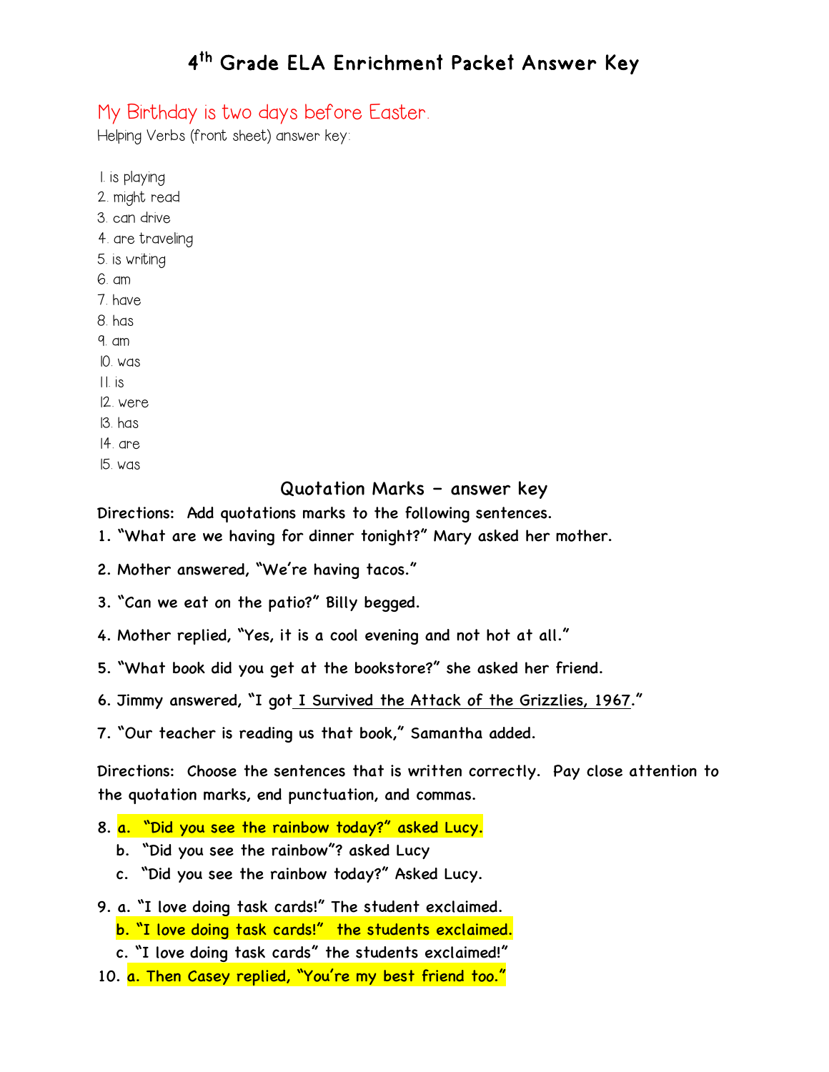# 4th Grade ELA Enrichment Packet Answer Key

## My Birthday is two days before Easter.

Helping Verbs (front sheet) answer key:

1. is playing
2. might read
3. can drive
4. are traveling
5. is writing
6. am
7. have
8. has
9. am
10. was
11. is
12. were
13. has
14. are
15. was

### Quotation Marks – answer key

Directions: Add quotations marks to the following sentences.

1. "What are we having for dinner tonight?" Mary asked her mother.
2. Mother answered, "We're having tacos."
3. "Can we eat on the patio?" Billy begged.
4. Mother replied, "Yes, it is a cool evening and not hot at all."
5. "What book did you get at the bookstore?" she asked her friend.
6. Jimmy answered, "I got I Survived the Attack of the Grizzlies, 1967."
7. "Our teacher is reading us that book," Samantha added.

Directions: Choose the sentences that is written correctly. Pay close attention to the quotation marks, end punctuation, and commas.

8. **a. "Did you see the rainbow today?" asked Lucy.**
   b. "Did you see the rainbow"? asked Lucy
   c. "Did you see the rainbow today?" Asked Lucy.

9. a. "I love doing task cards!" The student exclaimed.
   **b. "I love doing task cards!" the students exclaimed.**
   c. "I love doing task cards" the students exclaimed!"

10. **a. Then Casey replied, "You're my best friend too."**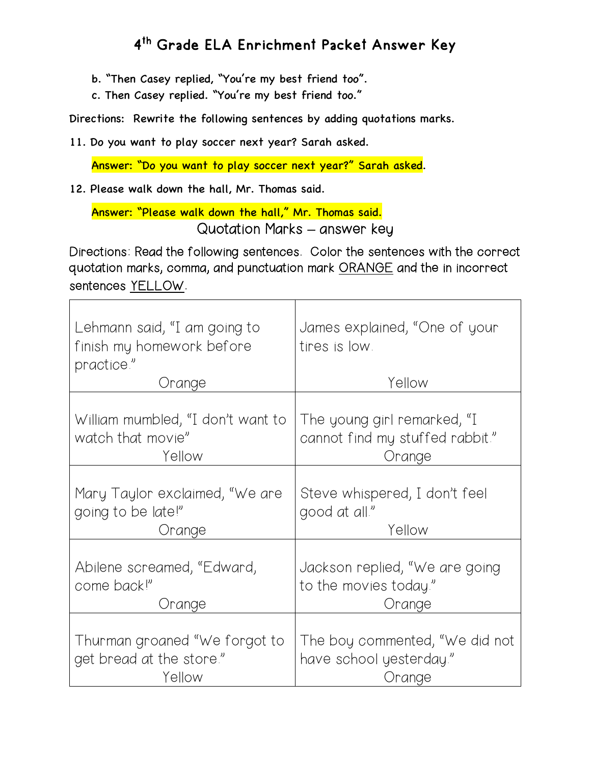# 4th Grade ELA Enrichment Packet Answer Key

b. "Then Casey replied, "You're my best friend too".
c. Then Casey replied. "You're my best friend too."

**Directions:** Rewrite the following sentences by adding quotations marks.

11. Do you want to play soccer next year? Sarah asked.

**Answer: "Do you want to play soccer next year?" Sarah asked**.

12. Please walk down the hall, Mr. Thomas said.

**Answer: "Please walk down the hall," Mr. Thomas said.**

## Quotation Marks – answer key

Directions: Read the following sentences. Color the sentences with the correct quotation marks, comma, and punctuation mark ORANGE and the in incorrect sentences YELLOW.

| | |
|---|---|
| Lehmann said, "I am going to finish my homework before practice." Orange | James explained, "One of your tires is low. Yellow |
| William mumbled, "I don't want to watch that movie" Yellow | The young girl remarked, "I cannot find my stuffed rabbit." Orange |
| Mary Taylor exclaimed, "We are going to be late!" Orange | Steve whispered, I don't feel good at all." Yellow |
| Abilene screamed, "Edward, come back!" Orange | Jackson replied, "We are going to the movies today." Orange |
| Thurman groaned "We forgot to get bread at the store." Yellow | The boy commented, "We did not have school yesterday." Orange |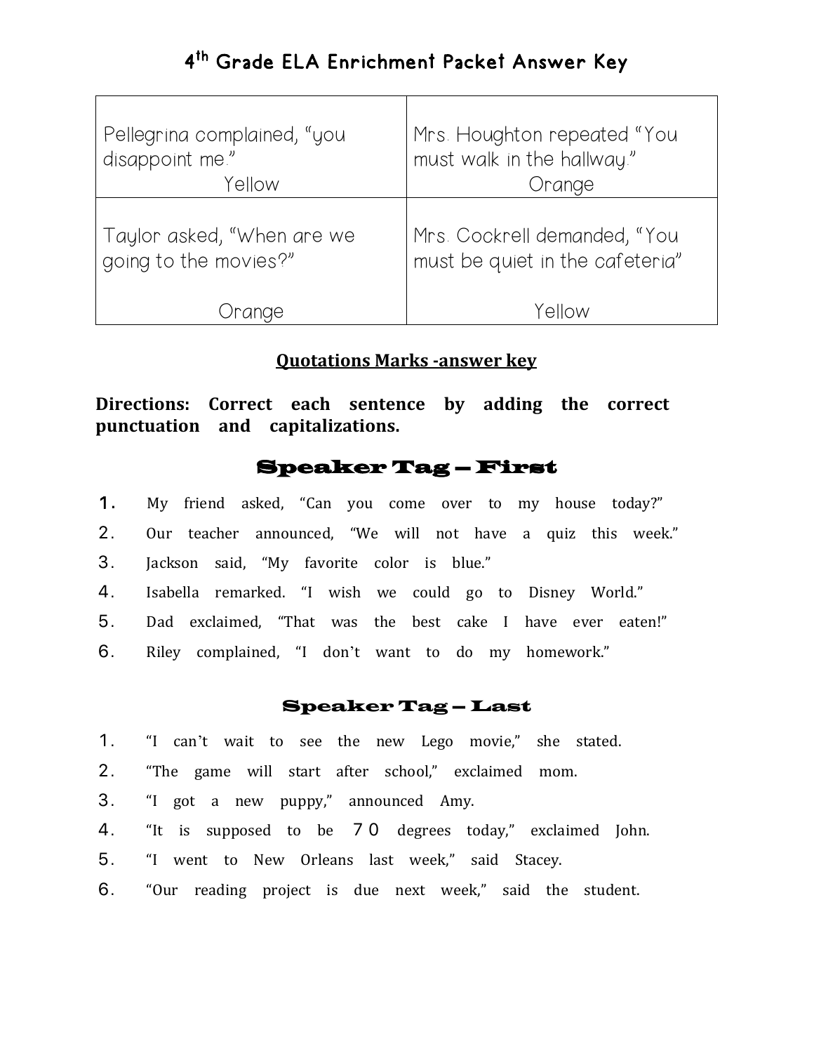# 4th Grade ELA Enrichment Packet Answer Key

| | |
|---|---|
| Pellegrina complained, “you disappoint me.” Yellow | Mrs. Houghton repeated “You must walk in the hallway.” Orange |
| Taylor asked, “When are we going to the movies?” Orange | Mrs. Cockrell demanded, “You must be quiet in the cafeteria” Yellow |

## Quotations Marks -answer key

**Directions: Correct each sentence by adding the correct punctuation and capitalizations.**

### Speaker Tag – First

1. My friend asked, “Can you come over to my house today?”
2. Our teacher announced, “We will not have a quiz this week.”
3. Jackson said, “My favorite color is blue.”
4. Isabella remarked. “I wish we could go to Disney World.”
5. Dad exclaimed, “That was the best cake I have ever eaten!”
6. Riley complained, “I don’t want to do my homework.”

### Speaker Tag – Last

1. “I can’t wait to see the new Lego movie,” she stated.
2. “The game will start after school,” exclaimed mom.
3. “I got a new puppy,” announced Amy.
4. “It is supposed to be 70 degrees today,” exclaimed John.
5. “I went to New Orleans last week,” said Stacey.
6. “Our reading project is due next week,” said the student.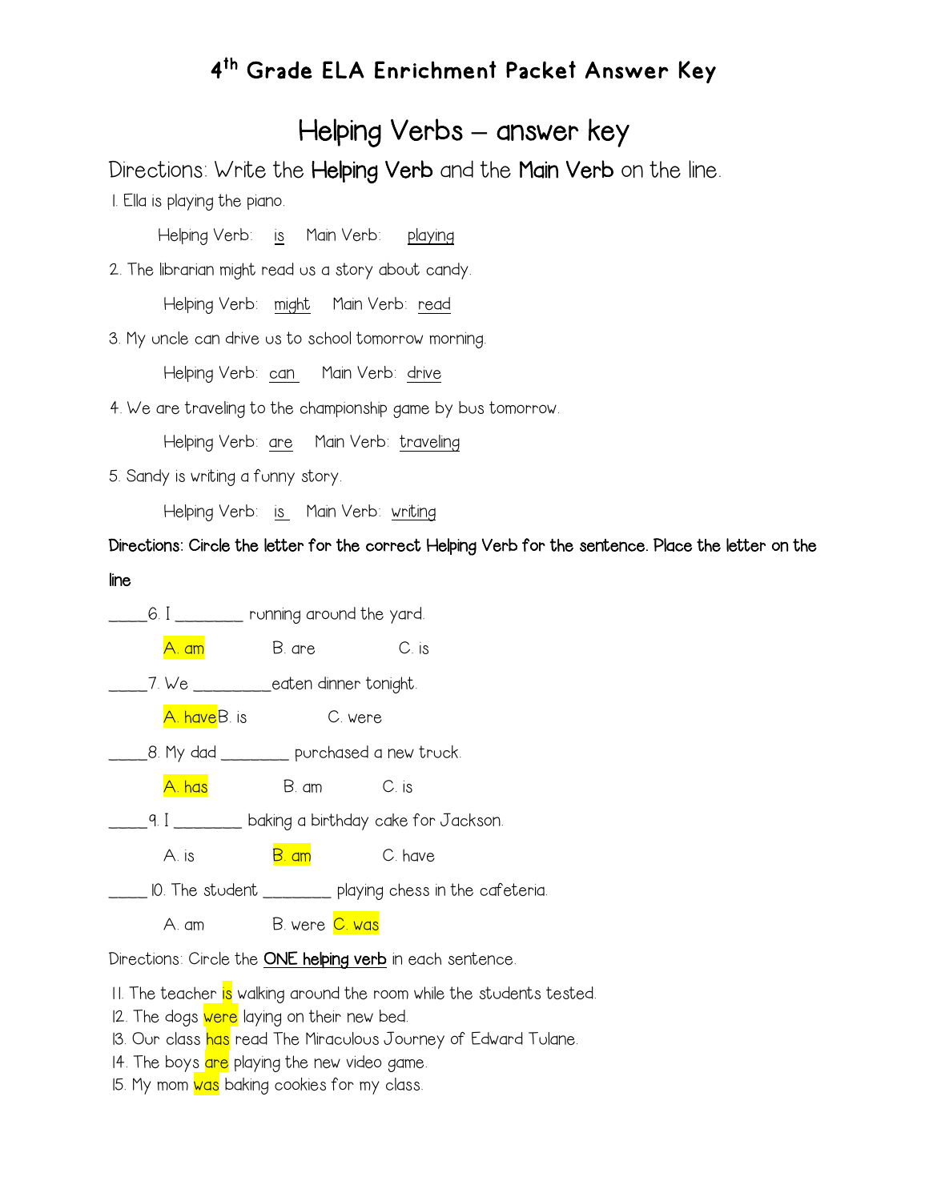# 4th Grade ELA Enrichment Packet Answer Key

## Helping Verbs – answer key

Directions: Write the **Helping Verb** and the **Main Verb** on the line.

1. Ella is playing the piano.

   Helping Verb: is   Main Verb: playing

2. The librarian might read us a story about candy.

   Helping Verb: might   Main Verb: read

3. My uncle can drive us to school tomorrow morning.

   Helping Verb: can   Main Verb: drive

4. We are traveling to the championship game by bus tomorrow.

   Helping Verb: are   Main Verb: traveling

5. Sandy is writing a funny story.

   Helping Verb: is   Main Verb: writing

**Directions: Circle the letter for the correct Helping Verb for the sentence. Place the letter on the line**

_____6. I ________ running around the yard.

A. am   B. are   C. is

_____7. We _________eaten dinner tonight.

A. have   B. is   C. were

_____8. My dad ________ purchased a new truck.

A. has   B. am   C. is

_____9. I ________ baking a birthday cake for Jackson.

A. is   B. am   C. have

_____ 10. The student ________ playing chess in the cafeteria.

A. am   B. were   C. was

Directions: Circle the **ONE helping verb** in each sentence.

11. The teacher is walking around the room while the students tested.
12. The dogs were laying on their new bed.
13. Our class has read The Miraculous Journey of Edward Tulane.
14. The boys are playing the new video game.
15. My mom was baking cookies for my class.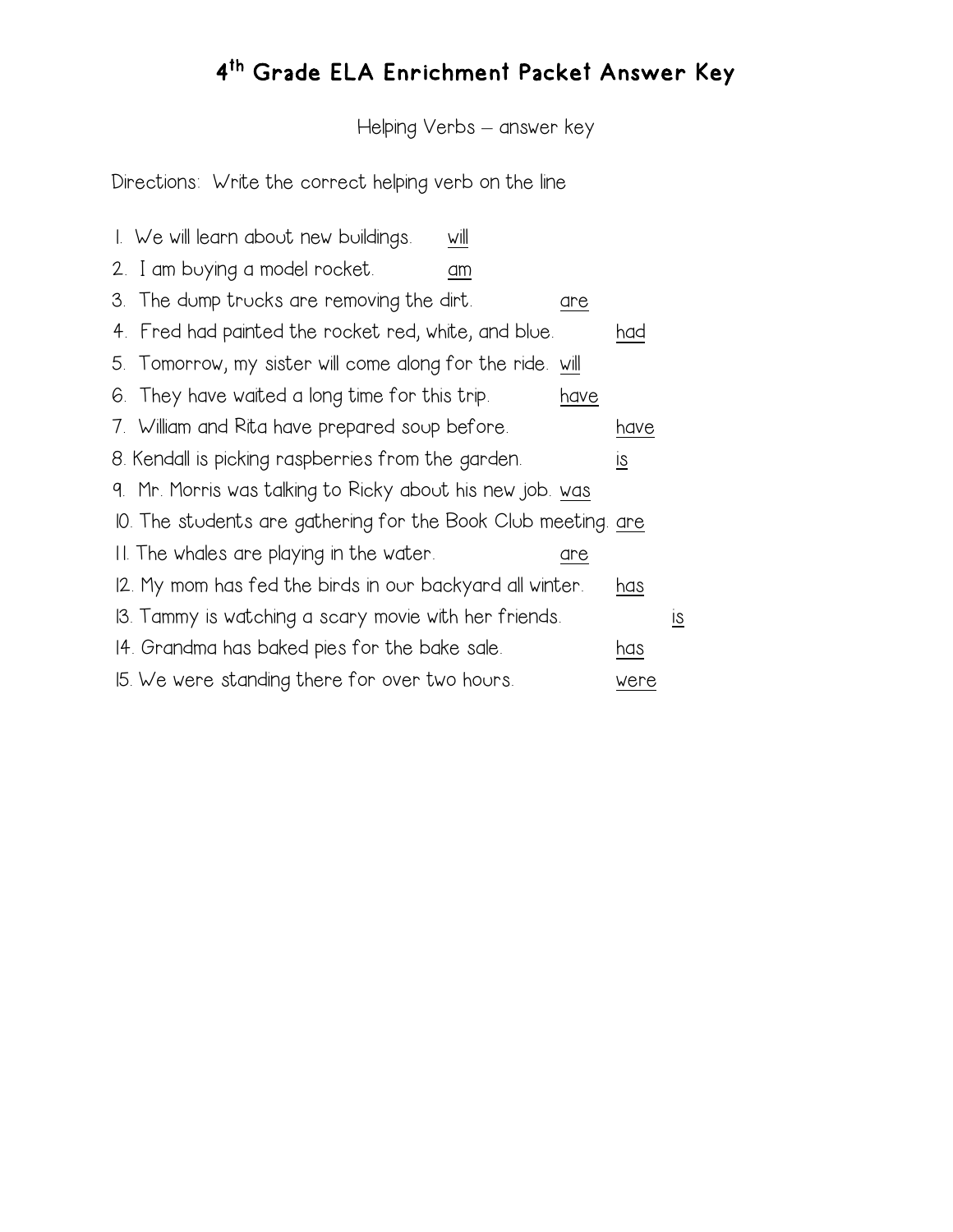# 4th Grade ELA Enrichment Packet Answer Key

Helping Verbs – answer key

Directions: Write the correct helping verb on the line

1. We will learn about new buildings. will
2. I am buying a model rocket. am
3. The dump trucks are removing the dirt. are
4. Fred had painted the rocket red, white, and blue. had
5. Tomorrow, my sister will come along for the ride. will
6. They have waited a long time for this trip. have
7. William and Rita have prepared soup before. have
8. Kendall is picking raspberries from the garden. is
9. Mr. Morris was talking to Ricky about his new job. was
10. The students are gathering for the Book Club meeting. are
11. The whales are playing in the water. are
12. My mom has fed the birds in our backyard all winter. has
13. Tammy is watching a scary movie with her friends. is
14. Grandma has baked pies for the bake sale. has
15. We were standing there for over two hours. were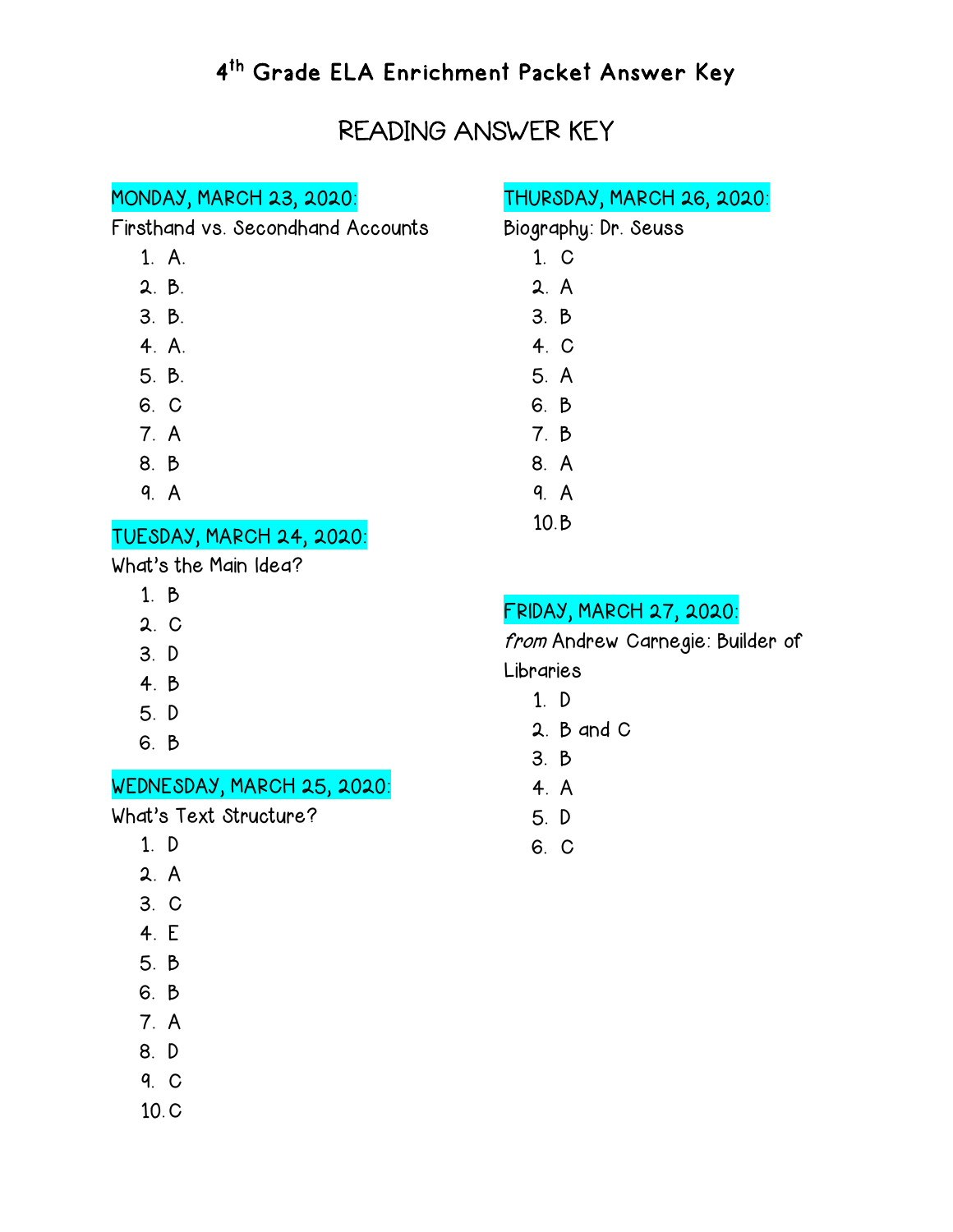# 4th Grade ELA Enrichment Packet Answer Key

## READING ANSWER KEY

### MONDAY, MARCH 23, 2020:

Firsthand vs. Secondhand Accounts

1. A.
2. B.
3. B.
4. A.
5. B.
6. C
7. A
8. B
9. A

### TUESDAY, MARCH 24, 2020:

What's the Main Idea?

1. B
2. C
3. D
4. B
5. D
6. B

### WEDNESDAY, MARCH 25, 2020:

What's Text Structure?

1. D
2. A
3. C
4. E
5. B
6. B
7. A
8. D
9. C
10. C

### THURSDAY, MARCH 26, 2020:

Biography: Dr. Seuss

1. C
2. A
3. B
4. C
5. A
6. B
7. B
8. A
9. A
10. B

### FRIDAY, MARCH 27, 2020:

*from* Andrew Carnegie: Builder of Libraries

1. D
2. B and C
3. B
4. A
5. D
6. C